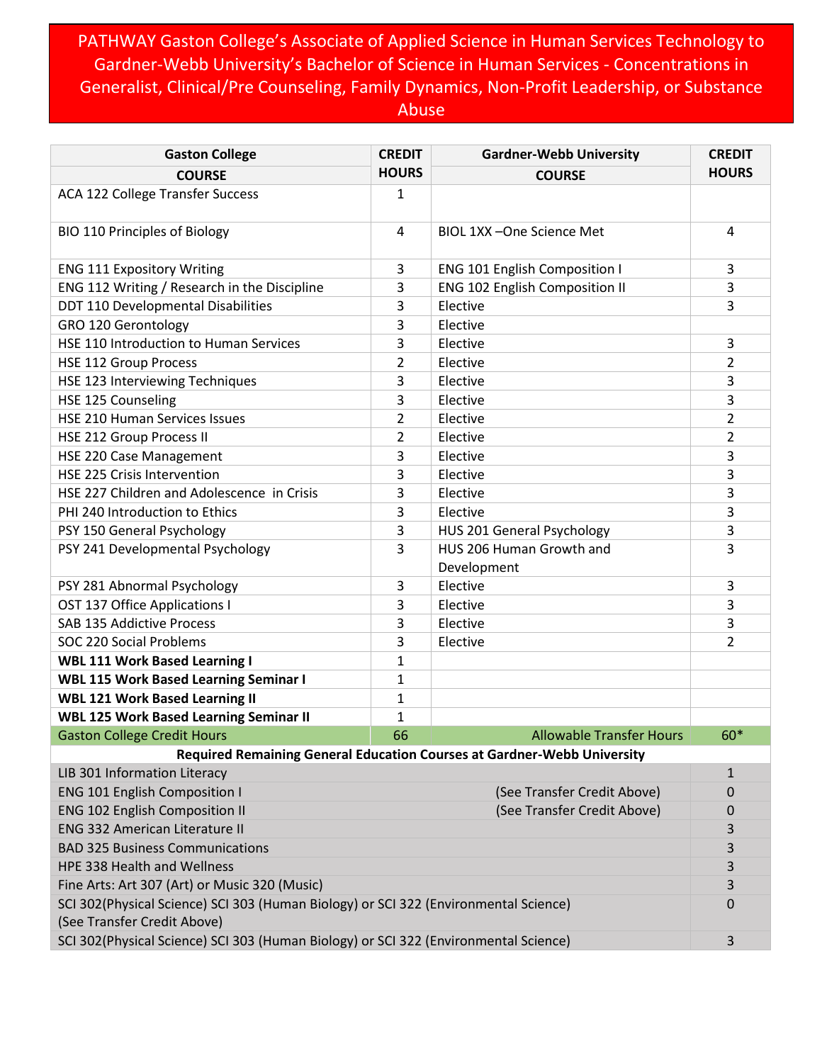# PATHWAY Gaston College's Associate of Applied Science in Human Services Technology to Gardner-Webb University's Bachelor of Science in Human Services - Concentrations in Generalist, Clinical/Pre Counseling, Family Dynamics, Non-Profit Leadership, or Substance Abuse

| Gaston College COURSE | CREDIT HOURS | Gardner-Webb University COURSE | CREDIT HOURS |
|---|---|---|---|
| ACA 122 College Transfer Success | 1 | | |
| BIO 110 Principles of Biology | 4 | BIOL 1XX –One Science Met | 4 |
| ENG 111 Expository Writing | 3 | ENG 101 English Composition I | 3 |
| ENG 112 Writing / Research in the Discipline | 3 | ENG 102 English Composition II | 3 |
| DDT 110 Developmental Disabilities | 3 | Elective | 3 |
| GRO 120 Gerontology | 3 | Elective | |
| HSE 110 Introduction to Human Services | 3 | Elective | 3 |
| HSE 112 Group Process | 2 | Elective | 2 |
| HSE 123 Interviewing Techniques | 3 | Elective | 3 |
| HSE 125 Counseling | 3 | Elective | 3 |
| HSE 210 Human Services Issues | 2 | Elective | 2 |
| HSE 212 Group Process II | 2 | Elective | 2 |
| HSE 220 Case Management | 3 | Elective | 3 |
| HSE 225 Crisis Intervention | 3 | Elective | 3 |
| HSE 227 Children and Adolescence in Crisis | 3 | Elective | 3 |
| PHI 240 Introduction to Ethics | 3 | Elective | 3 |
| PSY 150 General Psychology | 3 | HUS 201 General Psychology | 3 |
| PSY 241 Developmental Psychology | 3 | HUS 206 Human Growth and Development | 3 |
| PSY 281 Abnormal Psychology | 3 | Elective | 3 |
| OST 137 Office Applications I | 3 | Elective | 3 |
| SAB 135 Addictive Process | 3 | Elective | 3 |
| SOC 220 Social Problems | 3 | Elective | 2 |
| **WBL 111 Work Based Learning I** | 1 | | |
| **WBL 115 Work Based Learning Seminar I** | 1 | | |
| **WBL 121 Work Based Learning II** | 1 | | |
| **WBL 125 Work Based Learning Seminar II** | 1 | | |
| Gaston College Credit Hours | 66 | Allowable Transfer Hours | 60* |

| **Required Remaining General Education Courses at Gardner-Webb University** | | |
|---|---|---|
| LIB 301 Information Literacy | | 1 |
| ENG 101 English Composition I | (See Transfer Credit Above) | 0 |
| ENG 102 English Composition II | (See Transfer Credit Above) | 0 |
| ENG 332 American Literature II | | 3 |
| BAD 325 Business Communications | | 3 |
| HPE 338 Health and Wellness | | 3 |
| Fine Arts: Art 307 (Art) or Music 320 (Music) | | 3 |
| SCI 302(Physical Science) SCI 303 (Human Biology) or SCI 322 (Environmental Science) (See Transfer Credit Above) | | 0 |
| SCI 302(Physical Science) SCI 303 (Human Biology) or SCI 322 (Environmental Science) | | 3 |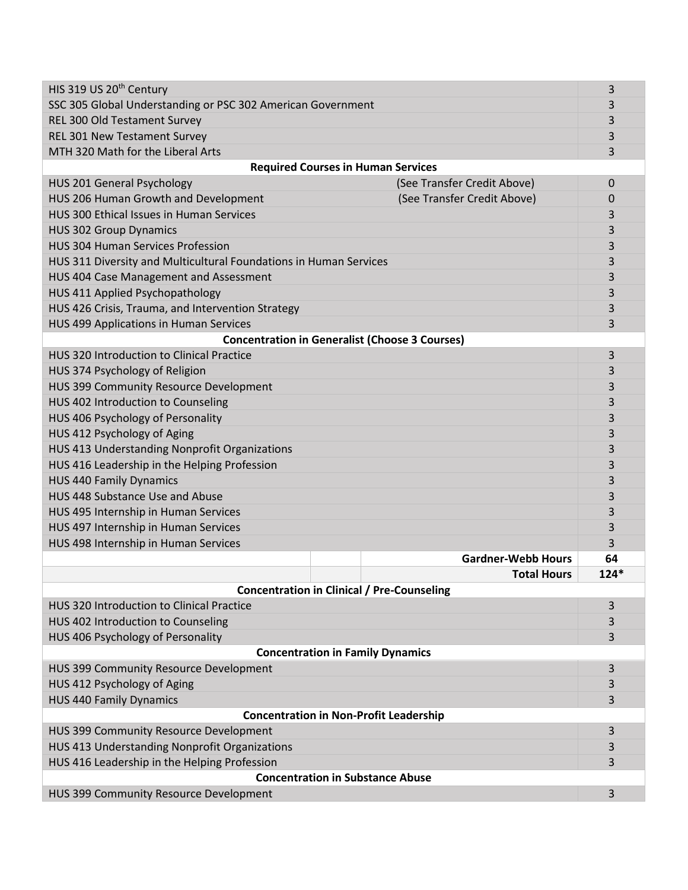| Course | | | Hours |
|---|---|---|---|
| HIS 319 US 20th Century | | | 3 |
| SSC 305 Global Understanding or PSC 302 American Government | | | 3 |
| REL 300 Old Testament Survey | | | 3 |
| REL 301 New Testament Survey | | | 3 |
| MTH 320 Math for the Liberal Arts | | | 3 |
| **Required Courses in Human Services** | | | |
| HUS 201 General Psychology | | (See Transfer Credit Above) | 0 |
| HUS 206 Human Growth and Development | | (See Transfer Credit Above) | 0 |
| HUS 300 Ethical Issues in Human Services | | | 3 |
| HUS 302 Group Dynamics | | | 3 |
| HUS 304 Human Services Profession | | | 3 |
| HUS 311 Diversity and Multicultural Foundations in Human Services | | | 3 |
| HUS 404 Case Management and Assessment | | | 3 |
| HUS 411 Applied Psychopathology | | | 3 |
| HUS 426 Crisis, Trauma, and Intervention Strategy | | | 3 |
| HUS 499 Applications in Human Services | | | 3 |
| **Concentration in Generalist (Choose 3 Courses)** | | | |
| HUS 320 Introduction to Clinical Practice | | | 3 |
| HUS 374 Psychology of Religion | | | 3 |
| HUS 399 Community Resource Development | | | 3 |
| HUS 402 Introduction to Counseling | | | 3 |
| HUS 406 Psychology of Personality | | | 3 |
| HUS 412 Psychology of Aging | | | 3 |
| HUS 413 Understanding Nonprofit Organizations | | | 3 |
| HUS 416 Leadership in the Helping Profession | | | 3 |
| HUS 440 Family Dynamics | | | 3 |
| HUS 448 Substance Use and Abuse | | | 3 |
| HUS 495 Internship in Human Services | | | 3 |
| HUS 497 Internship in Human Services | | | 3 |
| HUS 498 Internship in Human Services | | | 3 |
| | | **Gardner-Webb Hours** | **64** |
| | | **Total Hours** | **124*** |
| **Concentration in Clinical / Pre-Counseling** | | | |
| HUS 320 Introduction to Clinical Practice | | | 3 |
| HUS 402 Introduction to Counseling | | | 3 |
| HUS 406 Psychology of Personality | | | 3 |
| **Concentration in Family Dynamics** | | | |
| HUS 399 Community Resource Development | | | 3 |
| HUS 412 Psychology of Aging | | | 3 |
| HUS 440 Family Dynamics | | | 3 |
| **Concentration in Non-Profit Leadership** | | | |
| HUS 399 Community Resource Development | | | 3 |
| HUS 413 Understanding Nonprofit Organizations | | | 3 |
| HUS 416 Leadership in the Helping Profession | | | 3 |
| **Concentration in Substance Abuse** | | | |
| HUS 399 Community Resource Development | | | 3 |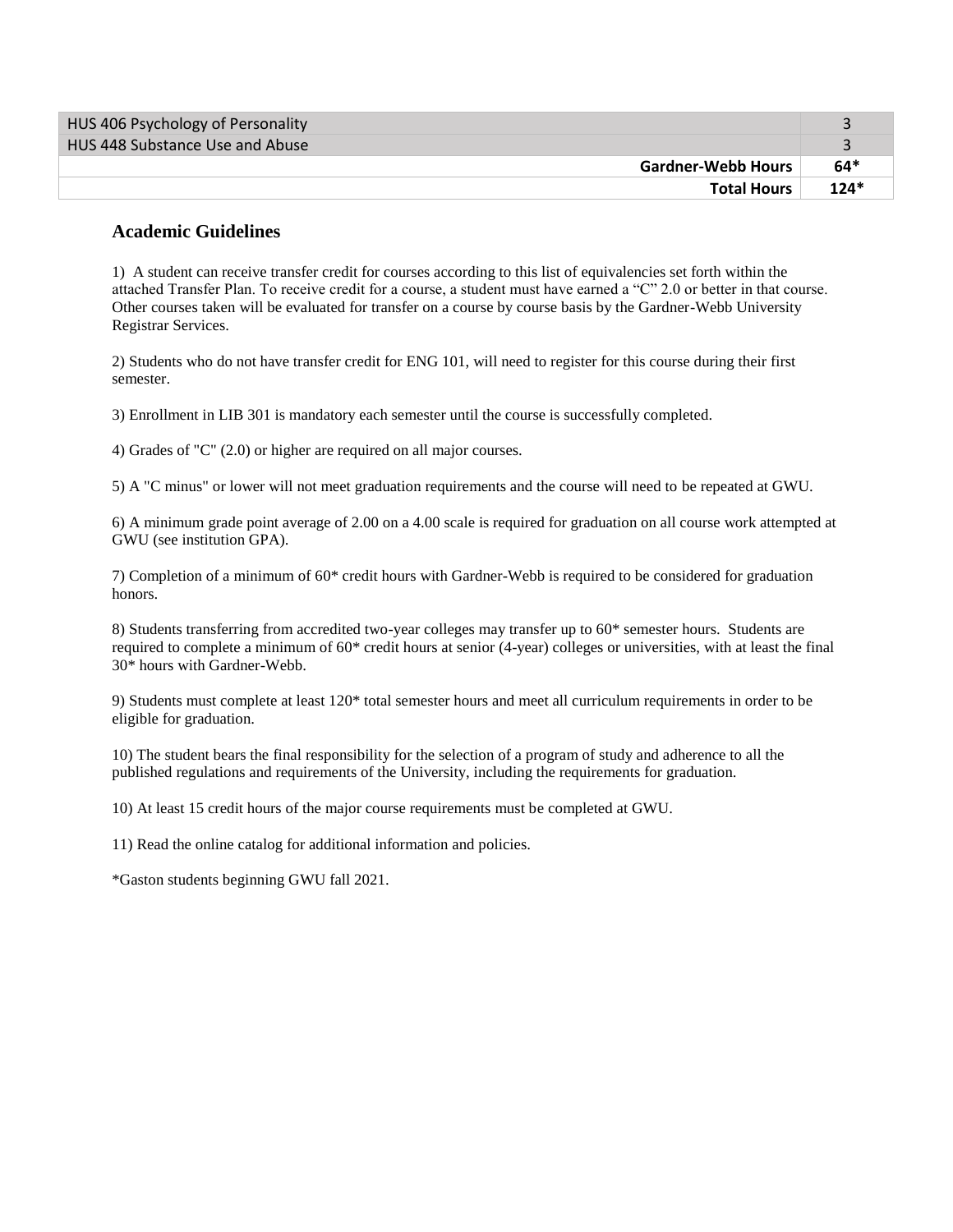| | |
|---|---|
| HUS 406 Psychology of Personality | 3 |
| HUS 448 Substance Use and Abuse | 3 |
| **Gardner-Webb Hours** | **64*** |
| **Total Hours** | **124*** |

## Academic Guidelines

1) A student can receive transfer credit for courses according to this list of equivalencies set forth within the attached Transfer Plan. To receive credit for a course, a student must have earned a "C" 2.0 or better in that course. Other courses taken will be evaluated for transfer on a course by course basis by the Gardner-Webb University Registrar Services.

2) Students who do not have transfer credit for ENG 101, will need to register for this course during their first semester.

3) Enrollment in LIB 301 is mandatory each semester until the course is successfully completed.

4) Grades of "C" (2.0) or higher are required on all major courses.

5) A "C minus" or lower will not meet graduation requirements and the course will need to be repeated at GWU.

6) A minimum grade point average of 2.00 on a 4.00 scale is required for graduation on all course work attempted at GWU (see institution GPA).

7) Completion of a minimum of 60* credit hours with Gardner-Webb is required to be considered for graduation honors.

8) Students transferring from accredited two-year colleges may transfer up to 60* semester hours. Students are required to complete a minimum of 60* credit hours at senior (4-year) colleges or universities, with at least the final 30* hours with Gardner-Webb.

9) Students must complete at least 120* total semester hours and meet all curriculum requirements in order to be eligible for graduation.

10) The student bears the final responsibility for the selection of a program of study and adherence to all the published regulations and requirements of the University, including the requirements for graduation.

10) At least 15 credit hours of the major course requirements must be completed at GWU.

11) Read the online catalog for additional information and policies.

*Gaston students beginning GWU fall 2021.